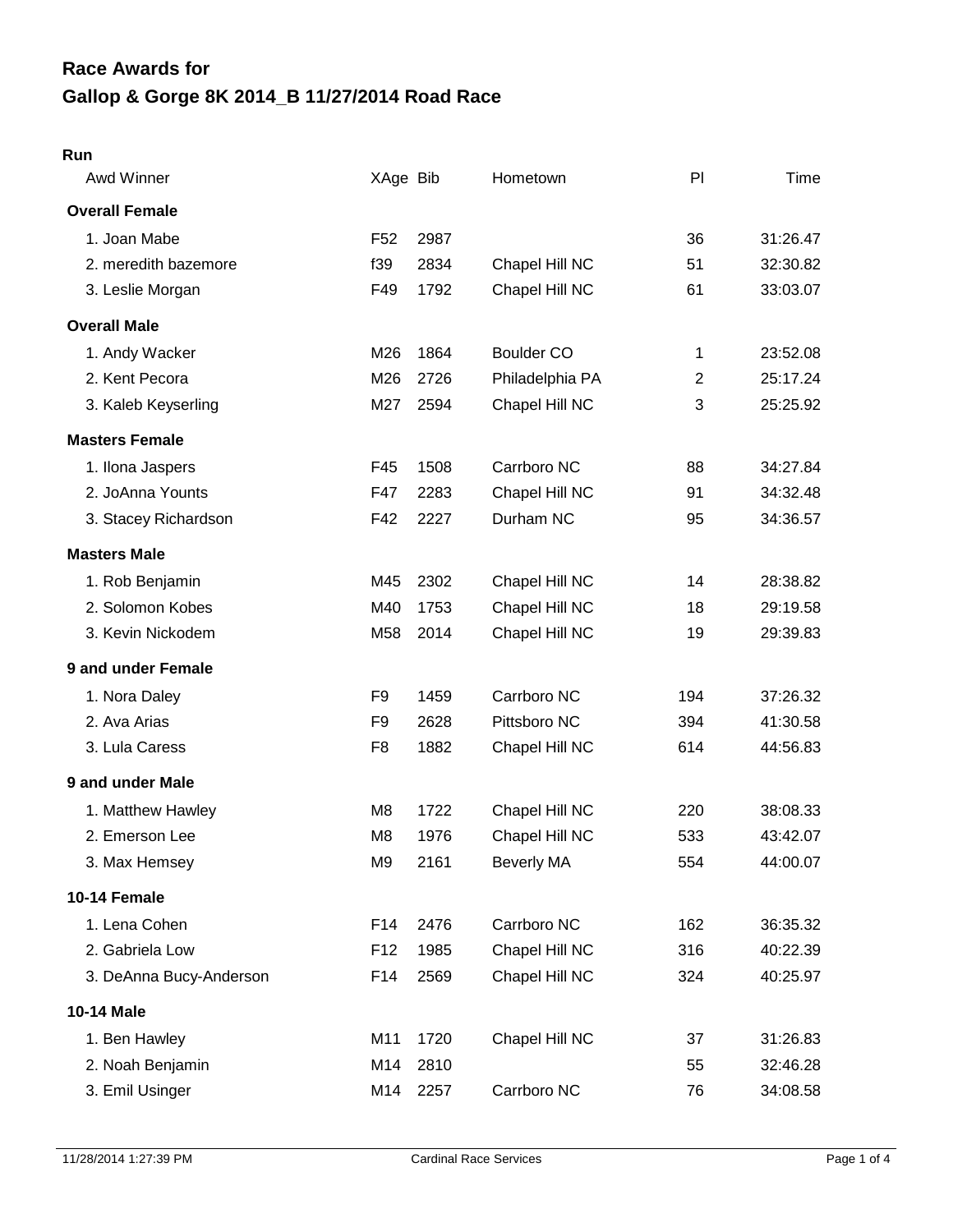# Race Awards for
# Gallop & Gorge 8K 2014_B 11/27/2014 Road Race

**Run**

| Awd Winner | XAge | Bib | Hometown | Pl | Time |
|---|---|---|---|---|---|
| **Overall Female** | | | | | |
| 1. Joan Mabe | F52 | 2987 | | 36 | 31:26.47 |
| 2. meredith bazemore | f39 | 2834 | Chapel Hill NC | 51 | 32:30.82 |
| 3. Leslie Morgan | F49 | 1792 | Chapel Hill NC | 61 | 33:03.07 |
| **Overall Male** | | | | | |
| 1. Andy Wacker | M26 | 1864 | Boulder CO | 1 | 23:52.08 |
| 2. Kent Pecora | M26 | 2726 | Philadelphia PA | 2 | 25:17.24 |
| 3. Kaleb Keyserling | M27 | 2594 | Chapel Hill NC | 3 | 25:25.92 |
| **Masters Female** | | | | | |
| 1. Ilona Jaspers | F45 | 1508 | Carrboro NC | 88 | 34:27.84 |
| 2. JoAnna Younts | F47 | 2283 | Chapel Hill NC | 91 | 34:32.48 |
| 3. Stacey Richardson | F42 | 2227 | Durham NC | 95 | 34:36.57 |
| **Masters Male** | | | | | |
| 1. Rob Benjamin | M45 | 2302 | Chapel Hill NC | 14 | 28:38.82 |
| 2. Solomon Kobes | M40 | 1753 | Chapel Hill NC | 18 | 29:19.58 |
| 3. Kevin Nickodem | M58 | 2014 | Chapel Hill NC | 19 | 29:39.83 |
| **9 and under Female** | | | | | |
| 1. Nora Daley | F9 | 1459 | Carrboro NC | 194 | 37:26.32 |
| 2. Ava Arias | F9 | 2628 | Pittsboro NC | 394 | 41:30.58 |
| 3. Lula Caress | F8 | 1882 | Chapel Hill NC | 614 | 44:56.83 |
| **9 and under Male** | | | | | |
| 1. Matthew Hawley | M8 | 1722 | Chapel Hill NC | 220 | 38:08.33 |
| 2. Emerson Lee | M8 | 1976 | Chapel Hill NC | 533 | 43:42.07 |
| 3. Max Hemsey | M9 | 2161 | Beverly MA | 554 | 44:00.07 |
| **10-14 Female** | | | | | |
| 1. Lena Cohen | F14 | 2476 | Carrboro NC | 162 | 36:35.32 |
| 2. Gabriela Low | F12 | 1985 | Chapel Hill NC | 316 | 40:22.39 |
| 3. DeAnna Bucy-Anderson | F14 | 2569 | Chapel Hill NC | 324 | 40:25.97 |
| **10-14 Male** | | | | | |
| 1. Ben Hawley | M11 | 1720 | Chapel Hill NC | 37 | 31:26.83 |
| 2. Noah Benjamin | M14 | 2810 | | 55 | 32:46.28 |
| 3. Emil Usinger | M14 | 2257 | Carrboro NC | 76 | 34:08.58 |

11/28/2014 1:27:39 PM Cardinal Race Services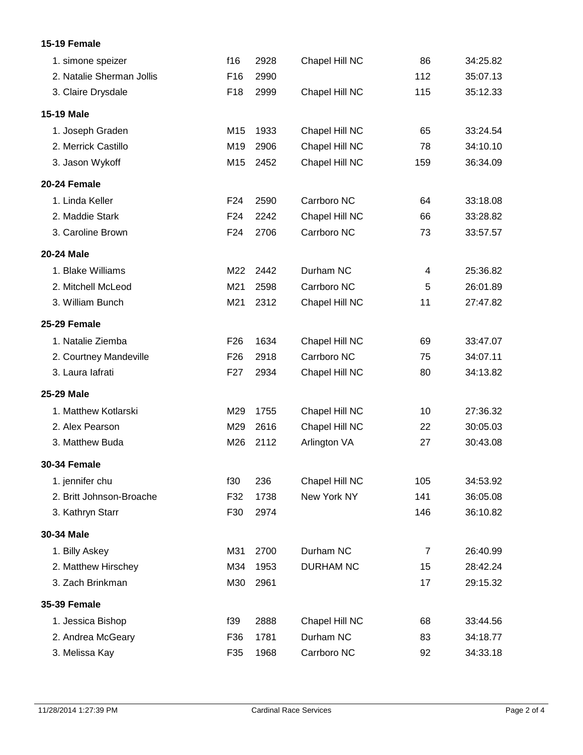**15-19 Female**

| | | | | | |
|---|---|---|---|---|---|
| 1. simone speizer | f16 | 2928 | Chapel Hill NC | 86 | 34:25.82 |
| 2. Natalie Sherman Jollis | F16 | 2990 | | 112 | 35:07.13 |
| 3. Claire Drysdale | F18 | 2999 | Chapel Hill NC | 115 | 35:12.33 |

**15-19 Male**

| | | | | | |
|---|---|---|---|---|---|
| 1. Joseph Graden | M15 | 1933 | Chapel Hill NC | 65 | 33:24.54 |
| 2. Merrick Castillo | M19 | 2906 | Chapel Hill NC | 78 | 34:10.10 |
| 3. Jason Wykoff | M15 | 2452 | Chapel Hill NC | 159 | 36:34.09 |

**20-24 Female**

| | | | | | |
|---|---|---|---|---|---|
| 1. Linda Keller | F24 | 2590 | Carrboro NC | 64 | 33:18.08 |
| 2. Maddie Stark | F24 | 2242 | Chapel Hill NC | 66 | 33:28.82 |
| 3. Caroline Brown | F24 | 2706 | Carrboro NC | 73 | 33:57.57 |

**20-24 Male**

| | | | | | |
|---|---|---|---|---|---|
| 1. Blake Williams | M22 | 2442 | Durham NC | 4 | 25:36.82 |
| 2. Mitchell McLeod | M21 | 2598 | Carrboro NC | 5 | 26:01.89 |
| 3. William Bunch | M21 | 2312 | Chapel Hill NC | 11 | 27:47.82 |

**25-29 Female**

| | | | | | |
|---|---|---|---|---|---|
| 1. Natalie Ziemba | F26 | 1634 | Chapel Hill NC | 69 | 33:47.07 |
| 2. Courtney Mandeville | F26 | 2918 | Carrboro NC | 75 | 34:07.11 |
| 3. Laura Iafrati | F27 | 2934 | Chapel Hill NC | 80 | 34:13.82 |

**25-29 Male**

| | | | | | |
|---|---|---|---|---|---|
| 1. Matthew Kotlarski | M29 | 1755 | Chapel Hill NC | 10 | 27:36.32 |
| 2. Alex Pearson | M29 | 2616 | Chapel Hill NC | 22 | 30:05.03 |
| 3. Matthew Buda | M26 | 2112 | Arlington VA | 27 | 30:43.08 |

**30-34 Female**

| | | | | | |
|---|---|---|---|---|---|
| 1. jennifer chu | f30 | 236 | Chapel Hill NC | 105 | 34:53.92 |
| 2. Britt Johnson-Broache | F32 | 1738 | New York NY | 141 | 36:05.08 |
| 3. Kathryn Starr | F30 | 2974 | | 146 | 36:10.82 |

**30-34 Male**

| | | | | | |
|---|---|---|---|---|---|
| 1. Billy Askey | M31 | 2700 | Durham NC | 7 | 26:40.99 |
| 2. Matthew Hirschey | M34 | 1953 | DURHAM NC | 15 | 28:42.24 |
| 3. Zach Brinkman | M30 | 2961 | | 17 | 29:15.32 |

**35-39 Female**

| | | | | | |
|---|---|---|---|---|---|
| 1. Jessica Bishop | f39 | 2888 | Chapel Hill NC | 68 | 33:44.56 |
| 2. Andrea McGeary | F36 | 1781 | Durham NC | 83 | 34:18.77 |
| 3. Melissa Kay | F35 | 1968 | Carrboro NC | 92 | 34:33.18 |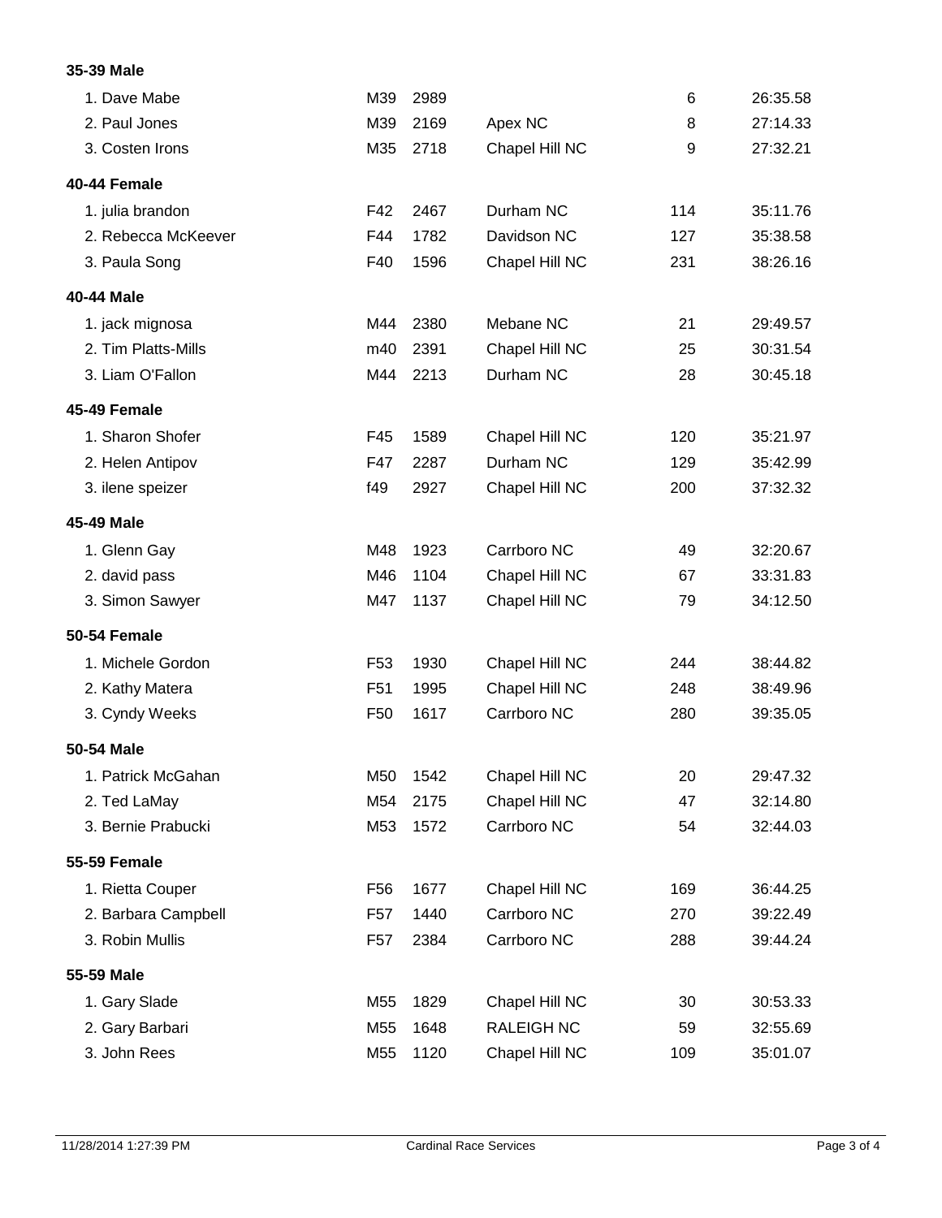**35-39 Male**

| | | | | | |
|---|---|---|---|---|---|
| 1. Dave Mabe | M39 | 2989 | | 6 | 26:35.58 |
| 2. Paul Jones | M39 | 2169 | Apex NC | 8 | 27:14.33 |
| 3. Costen Irons | M35 | 2718 | Chapel Hill NC | 9 | 27:32.21 |

**40-44 Female**

| | | | | | |
|---|---|---|---|---|---|
| 1. julia brandon | F42 | 2467 | Durham NC | 114 | 35:11.76 |
| 2. Rebecca McKeever | F44 | 1782 | Davidson NC | 127 | 35:38.58 |
| 3. Paula Song | F40 | 1596 | Chapel Hill NC | 231 | 38:26.16 |

**40-44 Male**

| | | | | | |
|---|---|---|---|---|---|
| 1. jack mignosa | M44 | 2380 | Mebane NC | 21 | 29:49.57 |
| 2. Tim Platts-Mills | m40 | 2391 | Chapel Hill NC | 25 | 30:31.54 |
| 3. Liam O'Fallon | M44 | 2213 | Durham NC | 28 | 30:45.18 |

**45-49 Female**

| | | | | | |
|---|---|---|---|---|---|
| 1. Sharon Shofer | F45 | 1589 | Chapel Hill NC | 120 | 35:21.97 |
| 2. Helen Antipov | F47 | 2287 | Durham NC | 129 | 35:42.99 |
| 3. ilene speizer | f49 | 2927 | Chapel Hill NC | 200 | 37:32.32 |

**45-49 Male**

| | | | | | |
|---|---|---|---|---|---|
| 1. Glenn Gay | M48 | 1923 | Carrboro NC | 49 | 32:20.67 |
| 2. david pass | M46 | 1104 | Chapel Hill NC | 67 | 33:31.83 |
| 3. Simon Sawyer | M47 | 1137 | Chapel Hill NC | 79 | 34:12.50 |

**50-54 Female**

| | | | | | |
|---|---|---|---|---|---|
| 1. Michele Gordon | F53 | 1930 | Chapel Hill NC | 244 | 38:44.82 |
| 2. Kathy Matera | F51 | 1995 | Chapel Hill NC | 248 | 38:49.96 |
| 3. Cyndy Weeks | F50 | 1617 | Carrboro NC | 280 | 39:35.05 |

**50-54 Male**

| | | | | | |
|---|---|---|---|---|---|
| 1. Patrick McGahan | M50 | 1542 | Chapel Hill NC | 20 | 29:47.32 |
| 2. Ted LaMay | M54 | 2175 | Chapel Hill NC | 47 | 32:14.80 |
| 3. Bernie Prabucki | M53 | 1572 | Carrboro NC | 54 | 32:44.03 |

**55-59 Female**

| | | | | | |
|---|---|---|---|---|---|
| 1. Rietta Couper | F56 | 1677 | Chapel Hill NC | 169 | 36:44.25 |
| 2. Barbara Campbell | F57 | 1440 | Carrboro NC | 270 | 39:22.49 |
| 3. Robin Mullis | F57 | 2384 | Carrboro NC | 288 | 39:44.24 |

**55-59 Male**

| | | | | | |
|---|---|---|---|---|---|
| 1. Gary Slade | M55 | 1829 | Chapel Hill NC | 30 | 30:53.33 |
| 2. Gary Barbari | M55 | 1648 | RALEIGH NC | 59 | 32:55.69 |
| 3. John Rees | M55 | 1120 | Chapel Hill NC | 109 | 35:01.07 |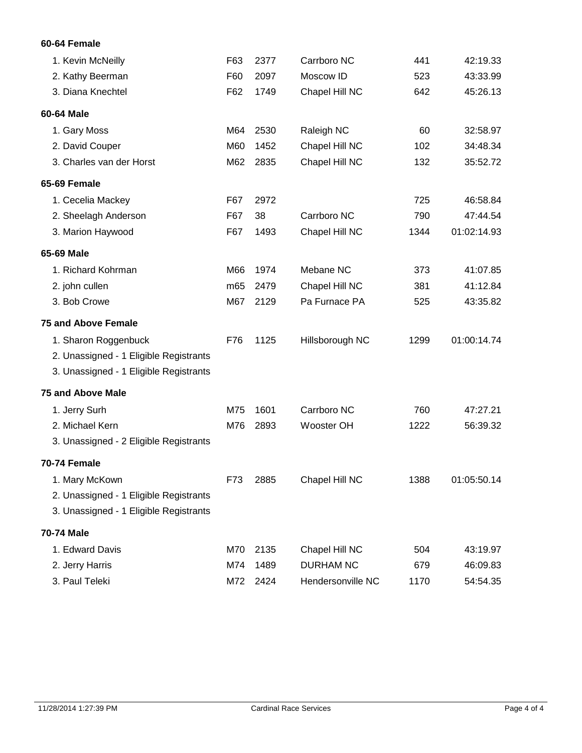**60-64 Female**

| | | | | | |
|---|---|---|---|---|---|
| 1. Kevin McNeilly | F63 | 2377 | Carrboro NC | 441 | 42:19.33 |
| 2. Kathy Beerman | F60 | 2097 | Moscow ID | 523 | 43:33.99 |
| 3. Diana Knechtel | F62 | 1749 | Chapel Hill NC | 642 | 45:26.13 |

**60-64 Male**

| | | | | | |
|---|---|---|---|---|---|
| 1. Gary Moss | M64 | 2530 | Raleigh NC | 60 | 32:58.97 |
| 2. David Couper | M60 | 1452 | Chapel Hill NC | 102 | 34:48.34 |
| 3. Charles van der Horst | M62 | 2835 | Chapel Hill NC | 132 | 35:52.72 |

**65-69 Female**

| | | | | | |
|---|---|---|---|---|---|
| 1. Cecelia Mackey | F67 | 2972 | | 725 | 46:58.84 |
| 2. Sheelagh Anderson | F67 | 38 | Carrboro NC | 790 | 47:44.54 |
| 3. Marion Haywood | F67 | 1493 | Chapel Hill NC | 1344 | 01:02:14.93 |

**65-69 Male**

| | | | | | |
|---|---|---|---|---|---|
| 1. Richard Kohrman | M66 | 1974 | Mebane NC | 373 | 41:07.85 |
| 2. john cullen | m65 | 2479 | Chapel Hill NC | 381 | 41:12.84 |
| 3. Bob Crowe | M67 | 2129 | Pa Furnace PA | 525 | 43:35.82 |

**75 and Above Female**

| | | | | | |
|---|---|---|---|---|---|
| 1. Sharon Roggenbuck | F76 | 1125 | Hillsborough NC | 1299 | 01:00:14.74 |
| 2. Unassigned - 1 Eligible Registrants | | | | | |
| 3. Unassigned - 1 Eligible Registrants | | | | | |

**75 and Above Male**

| | | | | | |
|---|---|---|---|---|---|
| 1. Jerry Surh | M75 | 1601 | Carrboro NC | 760 | 47:27.21 |
| 2. Michael Kern | M76 | 2893 | Wooster OH | 1222 | 56:39.32 |
| 3. Unassigned - 2 Eligible Registrants | | | | | |

**70-74 Female**

| | | | | | |
|---|---|---|---|---|---|
| 1. Mary McKown | F73 | 2885 | Chapel Hill NC | 1388 | 01:05:50.14 |
| 2. Unassigned - 1 Eligible Registrants | | | | | |
| 3. Unassigned - 1 Eligible Registrants | | | | | |

**70-74 Male**

| | | | | | |
|---|---|---|---|---|---|
| 1. Edward Davis | M70 | 2135 | Chapel Hill NC | 504 | 43:19.97 |
| 2. Jerry Harris | M74 | 1489 | DURHAM NC | 679 | 46:09.83 |
| 3. Paul Teleki | M72 | 2424 | Hendersonville NC | 1170 | 54:54.35 |